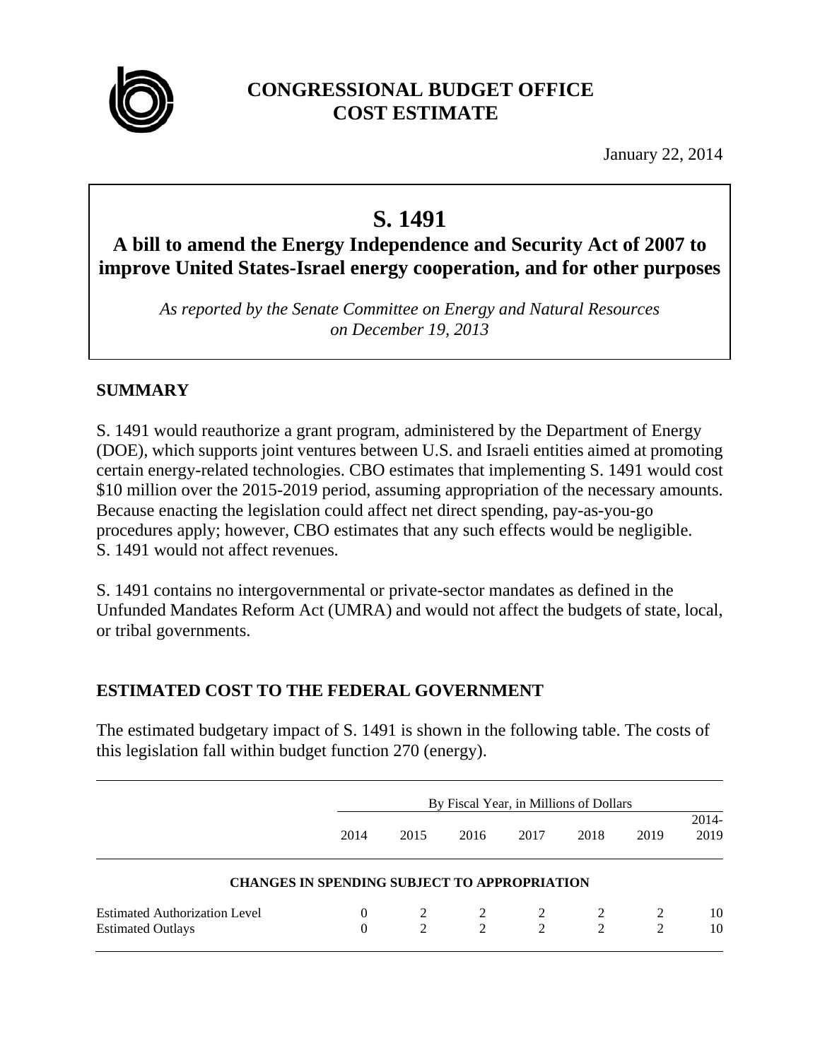# CONGRESSIONAL BUDGET OFFICE
# COST ESTIMATE

January 22, 2014

# S. 1491

## A bill to amend the Energy Independence and Security Act of 2007 to improve United States-Israel energy cooperation, and for other purposes

*As reported by the Senate Committee on Energy and Natural Resources on December 19, 2013*

## SUMMARY

S. 1491 would reauthorize a grant program, administered by the Department of Energy (DOE), which supports joint ventures between U.S. and Israeli entities aimed at promoting certain energy-related technologies. CBO estimates that implementing S. 1491 would cost $10 million over the 2015-2019 period, assuming appropriation of the necessary amounts. Because enacting the legislation could affect net direct spending, pay-as-you-go procedures apply; however, CBO estimates that any such effects would be negligible. S. 1491 would not affect revenues.

S. 1491 contains no intergovernmental or private-sector mandates as defined in the Unfunded Mandates Reform Act (UMRA) and would not affect the budgets of state, local, or tribal governments.

## ESTIMATED COST TO THE FEDERAL GOVERNMENT

The estimated budgetary impact of S. 1491 is shown in the following table. The costs of this legislation fall within budget function 270 (energy).

| | By Fiscal Year, in Millions of Dollars | | | | | | |
|---|---|---|---|---|---|---|---|
| | 2014 | 2015 | 2016 | 2017 | 2018 | 2019 | 2014-2019 |
| **CHANGES IN SPENDING SUBJECT TO APPROPRIATION** | | | | | | | |
| Estimated Authorization Level | 0 | 2 | 2 | 2 | 2 | 2 | 10 |
| Estimated Outlays | 0 | 2 | 2 | 2 | 2 | 2 | 10 |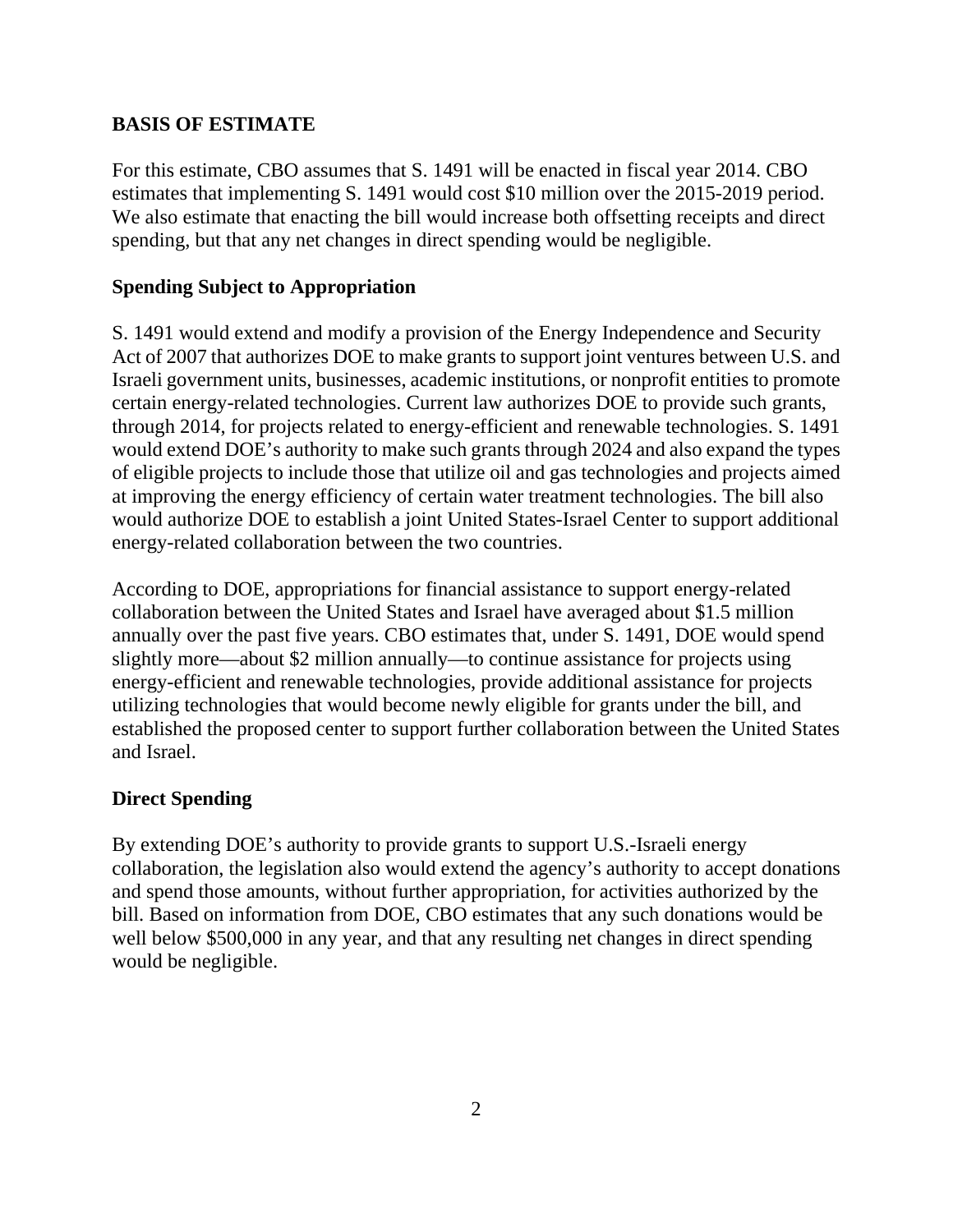## BASIS OF ESTIMATE

For this estimate, CBO assumes that S. 1491 will be enacted in fiscal year 2014. CBO estimates that implementing S. 1491 would cost $10 million over the 2015-2019 period. We also estimate that enacting the bill would increase both offsetting receipts and direct spending, but that any net changes in direct spending would be negligible.

### Spending Subject to Appropriation

S. 1491 would extend and modify a provision of the Energy Independence and Security Act of 2007 that authorizes DOE to make grants to support joint ventures between U.S. and Israeli government units, businesses, academic institutions, or nonprofit entities to promote certain energy-related technologies. Current law authorizes DOE to provide such grants, through 2014, for projects related to energy-efficient and renewable technologies. S. 1491 would extend DOE's authority to make such grants through 2024 and also expand the types of eligible projects to include those that utilize oil and gas technologies and projects aimed at improving the energy efficiency of certain water treatment technologies. The bill also would authorize DOE to establish a joint United States-Israel Center to support additional energy-related collaboration between the two countries.

According to DOE, appropriations for financial assistance to support energy-related collaboration between the United States and Israel have averaged about $1.5 million annually over the past five years. CBO estimates that, under S. 1491, DOE would spend slightly more—about $2 million annually—to continue assistance for projects using energy-efficient and renewable technologies, provide additional assistance for projects utilizing technologies that would become newly eligible for grants under the bill, and established the proposed center to support further collaboration between the United States and Israel.

### Direct Spending

By extending DOE's authority to provide grants to support U.S.-Israeli energy collaboration, the legislation also would extend the agency's authority to accept donations and spend those amounts, without further appropriation, for activities authorized by the bill. Based on information from DOE, CBO estimates that any such donations would be well below $500,000 in any year, and that any resulting net changes in direct spending would be negligible.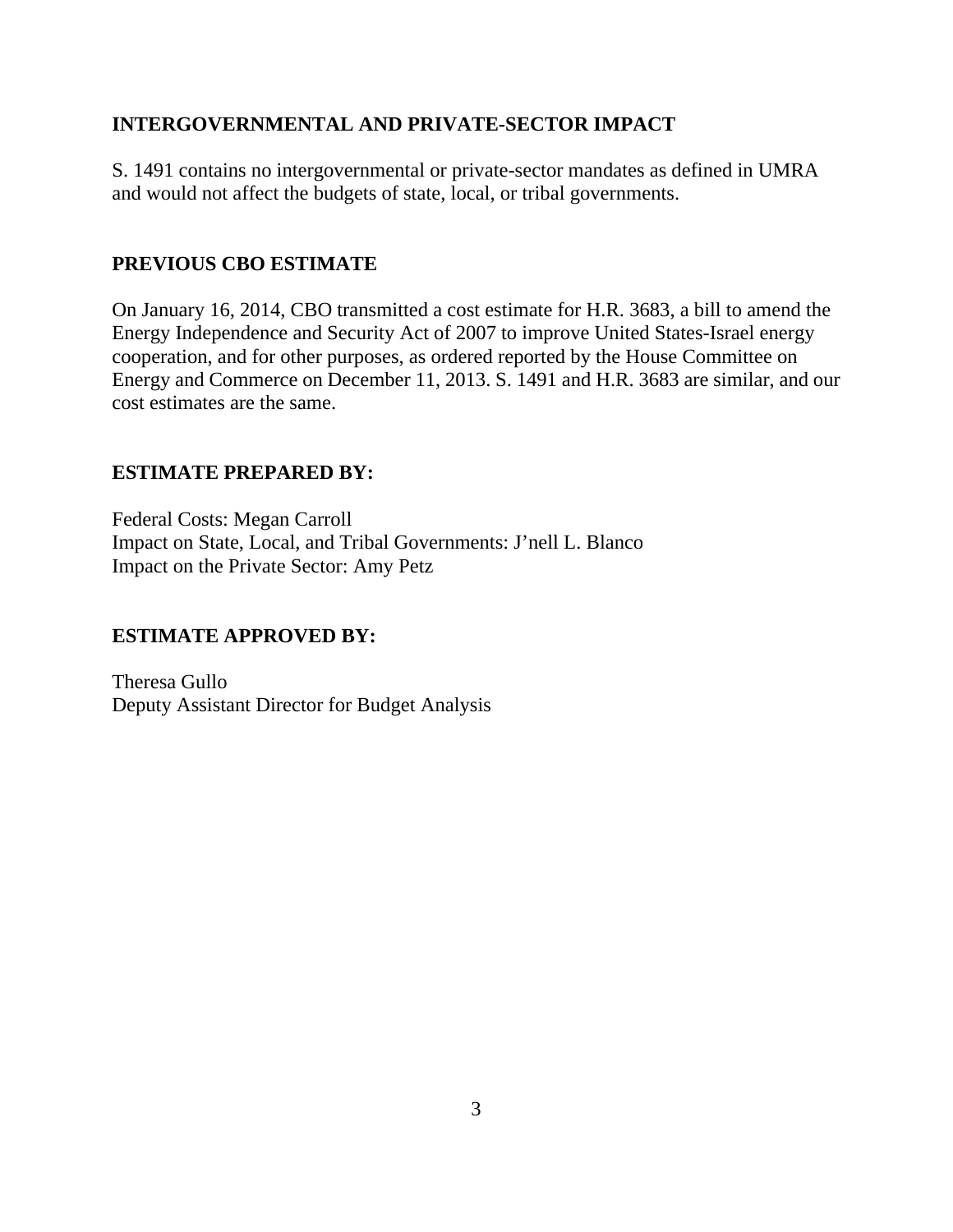**INTERGOVERNMENTAL AND PRIVATE-SECTOR IMPACT**

S. 1491 contains no intergovernmental or private-sector mandates as defined in UMRA and would not affect the budgets of state, local, or tribal governments.

**PREVIOUS CBO ESTIMATE**

On January 16, 2014, CBO transmitted a cost estimate for H.R. 3683, a bill to amend the Energy Independence and Security Act of 2007 to improve United States-Israel energy cooperation, and for other purposes, as ordered reported by the House Committee on Energy and Commerce on December 11, 2013. S. 1491 and H.R. 3683 are similar, and our cost estimates are the same.

**ESTIMATE PREPARED BY:**

Federal Costs: Megan Carroll
Impact on State, Local, and Tribal Governments: J'nell L. Blanco
Impact on the Private Sector: Amy Petz

**ESTIMATE APPROVED BY:**

Theresa Gullo
Deputy Assistant Director for Budget Analysis